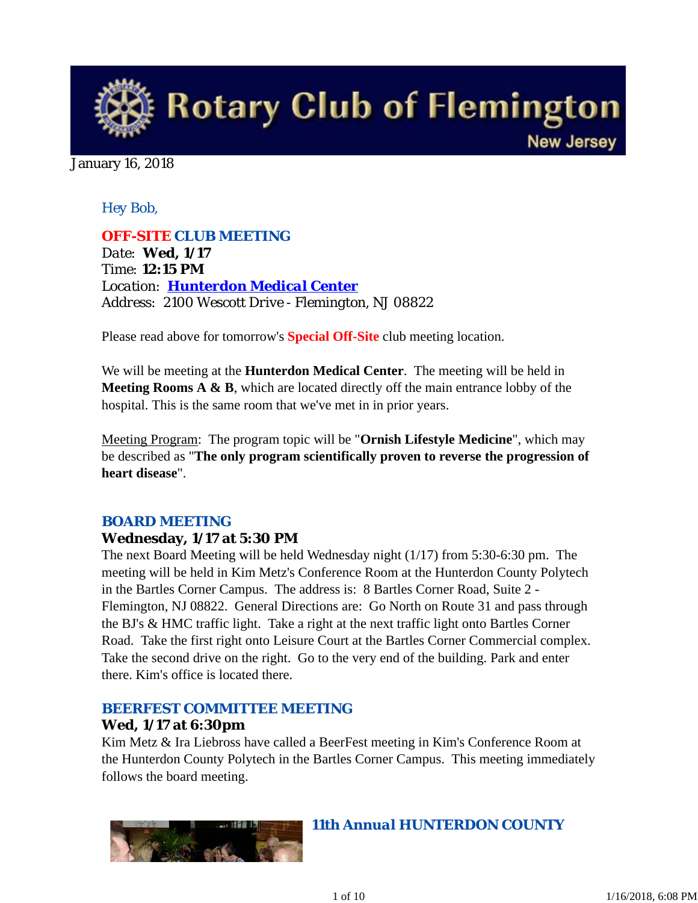# Rotary Club of Flemington

New Jersey

January 16, 2018

*Hey Bob,*

### OFF-SITE CLUB MEETING

Date: **Wed, 1/17**
Time: **12:15 PM**
Location: ***Hunterdon Medical Center***
Address: 2100 Wescott Drive - Flemington, NJ 08822

Please read above for tomorrow's **Special Off-Site** club meeting location.

We will be meeting at the **Hunterdon Medical Center**. The meeting will be held in **Meeting Rooms A & B**, which are located directly off the main entrance lobby of the hospital. This is the same room that we've met in in prior years.

Meeting Program: The program topic will be "**Ornish Lifestyle Medicine**", which may be described as "**The only program scientifically proven to reverse the progression of heart disease**".

### BOARD MEETING

**Wednesday, 1/17 at 5:30 PM**

The next Board Meeting will be held Wednesday night (1/17) from 5:30-6:30 pm. The meeting will be held in Kim Metz's Conference Room at the Hunterdon County Polytech in the Bartles Corner Campus. The address is: 8 Bartles Corner Road, Suite 2 - Flemington, NJ 08822. General Directions are: Go North on Route 31 and pass through the BJ's & HMC traffic light. Take a right at the next traffic light onto Bartles Corner Road. Take the first right onto Leisure Court at the Bartles Corner Commercial complex. Take the second drive on the right. Go to the very end of the building. Park and enter there. Kim's office is located there.

### BEERFEST COMMITTEE MEETING

**Wed, 1/17 at 6:30pm**

Kim Metz & Ira Liebross have called a BeerFest meeting in Kim's Conference Room at the Hunterdon County Polytech in the Bartles Corner Campus. This meeting immediately follows the board meeting.

### 11th Annual HUNTERDON COUNTY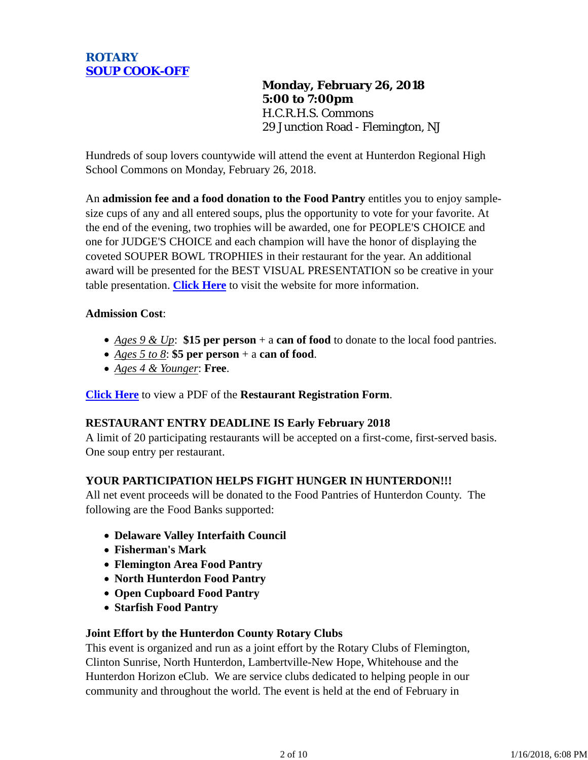## ROTARY
## [SOUP COOK-OFF]

**Monday, February 26, 2018**
**5:00 to 7:00pm**
H.C.R.H.S. Commons
29 Junction Road - Flemington, NJ

Hundreds of soup lovers countywide will attend the event at Hunterdon Regional High School Commons on Monday, February 26, 2018.

An **admission fee and a food donation to the Food Pantry** entitles you to enjoy sample-size cups of any and all entered soups, plus the opportunity to vote for your favorite. At the end of the evening, two trophies will be awarded, one for PEOPLE'S CHOICE and one for JUDGE'S CHOICE and each champion will have the honor of displaying the coveted SOUPER BOWL TROPHIES in their restaurant for the year. An additional award will be presented for the BEST VISUAL PRESENTATION so be creative in your table presentation. **Click Here** to visit the website for more information.

**Admission Cost**:

- *Ages 9 & Up*: **$15 per person** + a **can of food** to donate to the local food pantries.
- *Ages 5 to 8*: **$5 per person** + a **can of food**.
- *Ages 4 & Younger*: **Free**.

**Click Here** to view a PDF of the **Restaurant Registration Form**.

**RESTAURANT ENTRY DEADLINE IS Early February 2018**
A limit of 20 participating restaurants will be accepted on a first-come, first-served basis. One soup entry per restaurant.

**YOUR PARTICIPATION HELPS FIGHT HUNGER IN HUNTERDON!!!**
All net event proceeds will be donated to the Food Pantries of Hunterdon County. The following are the Food Banks supported:

- **Delaware Valley Interfaith Council**
- **Fisherman's Mark**
- **Flemington Area Food Pantry**
- **North Hunterdon Food Pantry**
- **Open Cupboard Food Pantry**
- **Starfish Food Pantry**

**Joint Effort by the Hunterdon County Rotary Clubs**
This event is organized and run as a joint effort by the Rotary Clubs of Flemington, Clinton Sunrise, North Hunterdon, Lambertville-New Hope, Whitehouse and the Hunterdon Horizon eClub. We are service clubs dedicated to helping people in our community and throughout the world. The event is held at the end of February in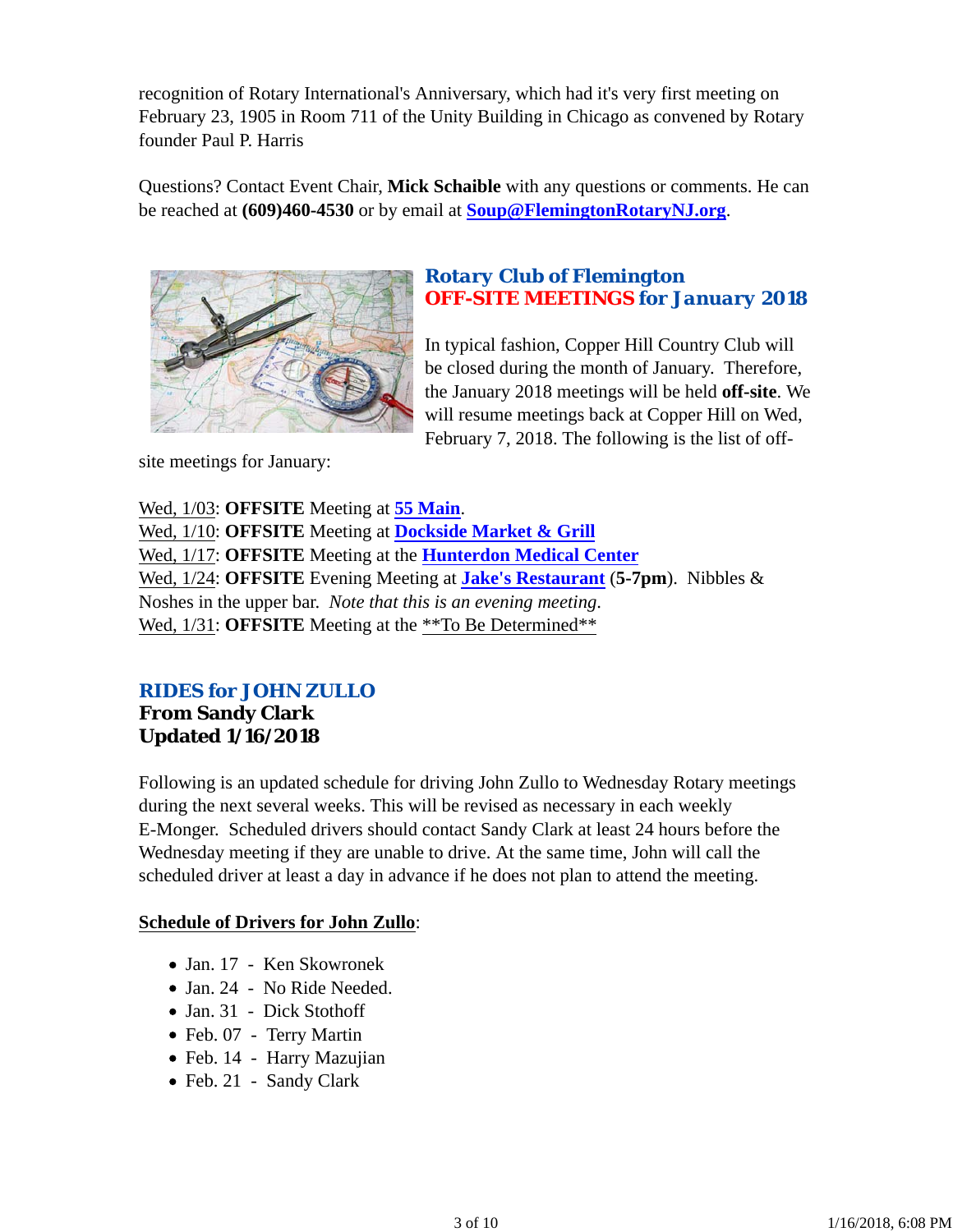recognition of Rotary International's Anniversary, which had it's very first meeting on February 23, 1905 in Room 711 of the Unity Building in Chicago as convened by Rotary founder Paul P. Harris

Questions? Contact Event Chair, **Mick Schaible** with any questions or comments. He can be reached at **(609)460-4530** or by email at **Soup@FlemingtonRotaryNJ.org**.

## Rotary Club of Flemington
## OFF-SITE MEETINGS for January 2018

In typical fashion, Copper Hill Country Club will be closed during the month of January. Therefore, the January 2018 meetings will be held **off-site**. We will resume meetings back at Copper Hill on Wed, February 7, 2018. The following is the list of off-site meetings for January:

Wed, 1/03: **OFFSITE** Meeting at **55 Main**.
Wed, 1/10: **OFFSITE** Meeting at **Dockside Market & Grill**
Wed, 1/17: **OFFSITE** Meeting at the **Hunterdon Medical Center**
Wed, 1/24: **OFFSITE** Evening Meeting at **Jake's Restaurant** (**5-7pm**). Nibbles & Noshes in the upper bar. *Note that this is an evening meeting.*
Wed, 1/31: **OFFSITE** Meeting at the **To Be Determined**

## RIDES for JOHN ZULLO
### From Sandy Clark
### Updated 1/16/2018

Following is an updated schedule for driving John Zullo to Wednesday Rotary meetings during the next several weeks. This will be revised as necessary in each weekly E-Monger. Scheduled drivers should contact Sandy Clark at least 24 hours before the Wednesday meeting if they are unable to drive. At the same time, John will call the scheduled driver at least a day in advance if he does not plan to attend the meeting.

**Schedule of Drivers for John Zullo**:

- Jan. 17 - Ken Skowronek
- Jan. 24 - No Ride Needed.
- Jan. 31 - Dick Stothoff
- Feb. 07 - Terry Martin
- Feb. 14 - Harry Mazujian
- Feb. 21 - Sandy Clark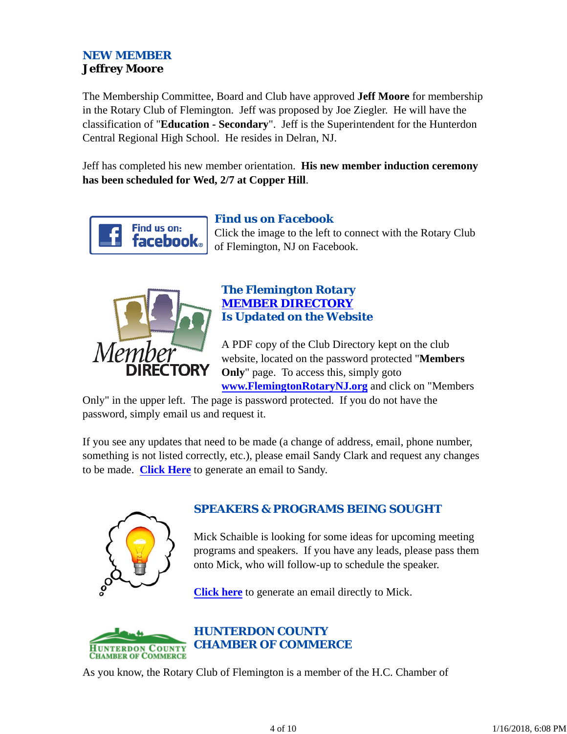## NEW MEMBER
**Jeffrey Moore**

The Membership Committee, Board and Club have approved **Jeff Moore** for membership in the Rotary Club of Flemington. Jeff was proposed by Joe Ziegler. He will have the classification of "**Education - Secondary**". Jeff is the Superintendent for the Hunterdon Central Regional High School. He resides in Delran, NJ.

Jeff has completed his new member orientation. **His new member induction ceremony has been scheduled for Wed, 2/7 at Copper Hill**.

### *Find us on Facebook*

Click the image to the left to connect with the Rotary Club of Flemington, NJ on Facebook.

### The Flemington Rotary MEMBER DIRECTORY Is Updated on the Website

A PDF copy of the Club Directory kept on the club website, located on the password protected "**Members Only**" page. To access this, simply goto **www.FlemingtonRotaryNJ.org** and click on "Members Only" in the upper left. The page is password protected. If you do not have the password, simply email us and request it.

If you see any updates that need to be made (a change of address, email, phone number, something is not listed correctly, etc.), please email Sandy Clark and request any changes to be made. **Click Here** to generate an email to Sandy.

## SPEAKERS & PROGRAMS BEING SOUGHT

Mick Schaible is looking for some ideas for upcoming meeting programs and speakers. If you have any leads, please pass them onto Mick, who will follow-up to schedule the speaker.

**Click here** to generate an email directly to Mick.

## HUNTERDON COUNTY CHAMBER OF COMMERCE

As you know, the Rotary Club of Flemington is a member of the H.C. Chamber of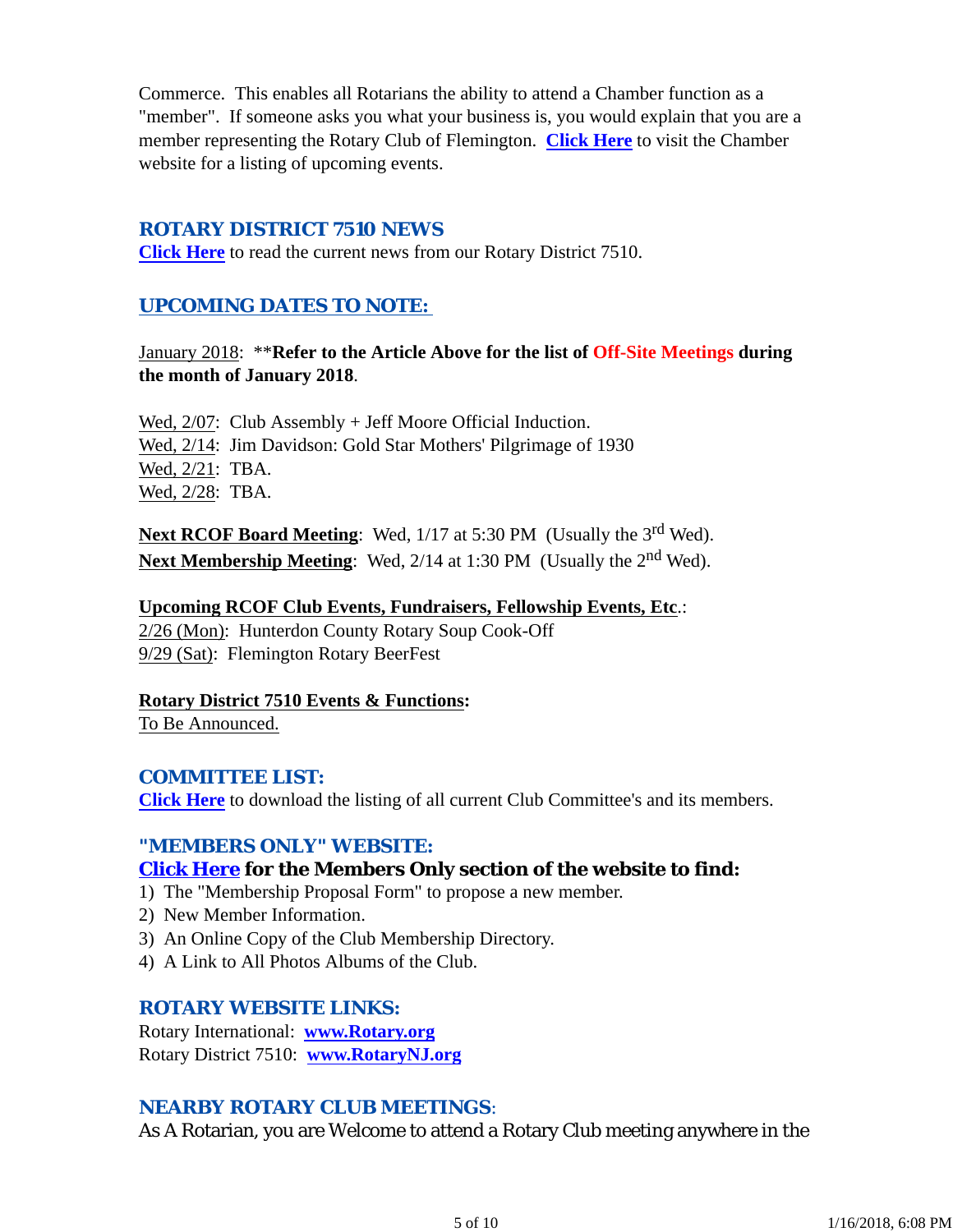Commerce.  This enables all Rotarians the ability to attend a Chamber function as a "member".  If someone asks you what your business is, you would explain that you are a member representing the Rotary Club of Flemington.  **Click Here** to visit the Chamber website for a listing of upcoming events.

## ROTARY DISTRICT 7510 NEWS

**Click Here** to read the current news from our Rotary District 7510.

## UPCOMING DATES TO NOTE:

January 2018:  ****Refer to the Article Above for the list of Off-Site Meetings during the month of January 2018**.

Wed, 2/07:  Club Assembly + Jeff Moore Official Induction.
Wed, 2/14:  Jim Davidson: Gold Star Mothers' Pilgrimage of 1930
Wed, 2/21:  TBA.
Wed, 2/28:  TBA.

**Next RCOF Board Meeting**:  Wed, 1/17 at 5:30 PM  (Usually the 3rd Wed).
**Next Membership Meeting**:  Wed, 2/14 at 1:30 PM  (Usually the 2nd Wed).

**Upcoming RCOF Club Events, Fundraisers, Fellowship Events, Etc**.:
2/26 (Mon):  Hunterdon County Rotary Soup Cook-Off
9/29 (Sat):  Flemington Rotary BeerFest

**Rotary District 7510 Events & Functions:**
To Be Announced.

## COMMITTEE LIST:

**Click Here** to download the listing of all current Club Committee's and its members.

## "MEMBERS ONLY" WEBSITE:

**Click Here for the Members Only section of the website to find:**

1) The "Membership Proposal Form" to propose a new member.
2) New Member Information.
3) An Online Copy of the Club Membership Directory.
4) A Link to All Photos Albums of the Club.

## ROTARY WEBSITE LINKS:

Rotary International:  **www.Rotary.org**
Rotary District 7510:  **www.RotaryNJ.org**

## NEARBY ROTARY CLUB MEETINGS:

As A Rotarian, you are Welcome to attend a Rotary Club meeting anywhere in the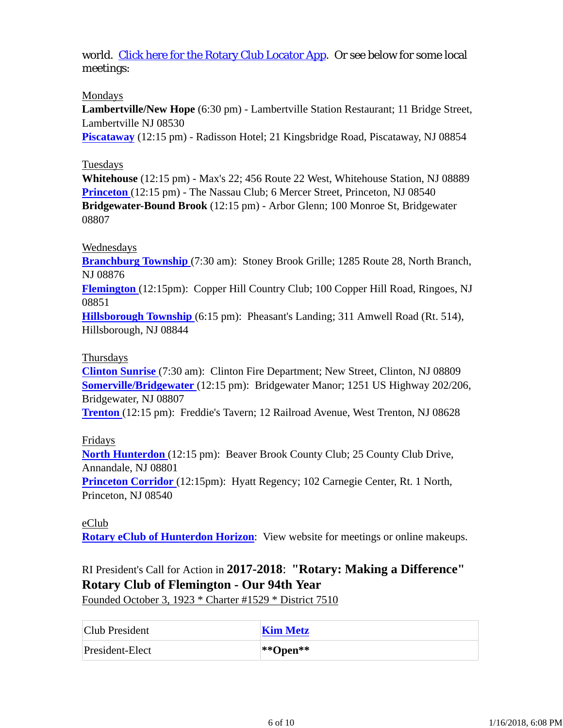world. Click here for the Rotary Club Locator App. Or see below for some local meetings:

Mondays

**Lambertville/New Hope** (6:30 pm) - Lambertville Station Restaurant; 11 Bridge Street, Lambertville NJ 08530
**Piscataway** (12:15 pm) - Radisson Hotel; 21 Kingsbridge Road, Piscataway, NJ 08854

Tuesdays

**Whitehouse** (12:15 pm) - Max's 22; 456 Route 22 West, Whitehouse Station, NJ 08889
**Princeton** (12:15 pm) - The Nassau Club; 6 Mercer Street, Princeton, NJ 08540
**Bridgewater-Bound Brook** (12:15 pm) - Arbor Glenn; 100 Monroe St, Bridgewater 08807

Wednesdays

**Branchburg Township** (7:30 am): Stoney Brook Grille; 1285 Route 28, North Branch, NJ 08876
**Flemington** (12:15pm): Copper Hill Country Club; 100 Copper Hill Road, Ringoes, NJ 08851
**Hillsborough Township** (6:15 pm): Pheasant's Landing; 311 Amwell Road (Rt. 514), Hillsborough, NJ 08844

Thursdays

**Clinton Sunrise** (7:30 am): Clinton Fire Department; New Street, Clinton, NJ 08809
**Somerville/Bridgewater** (12:15 pm): Bridgewater Manor; 1251 US Highway 202/206, Bridgewater, NJ 08807
**Trenton** (12:15 pm): Freddie's Tavern; 12 Railroad Avenue, West Trenton, NJ 08628

Fridays

**North Hunterdon** (12:15 pm): Beaver Brook County Club; 25 County Club Drive, Annandale, NJ 08801
**Princeton Corridor** (12:15pm): Hyatt Regency; 102 Carnegie Center, Rt. 1 North, Princeton, NJ 08540

eClub

**Rotary eClub of Hunterdon Horizon**: View website for meetings or online makeups.

RI President's Call for Action in **2017-2018**: **"Rotary: Making a Difference"**
**Rotary Club of Flemington - Our 94th Year**
Founded October 3, 1923 * Charter #1529 * District 7510

| | |
|---|---|
| Club President | **Kim Metz** |
| President-Elect | **\*\*Open\*\*** |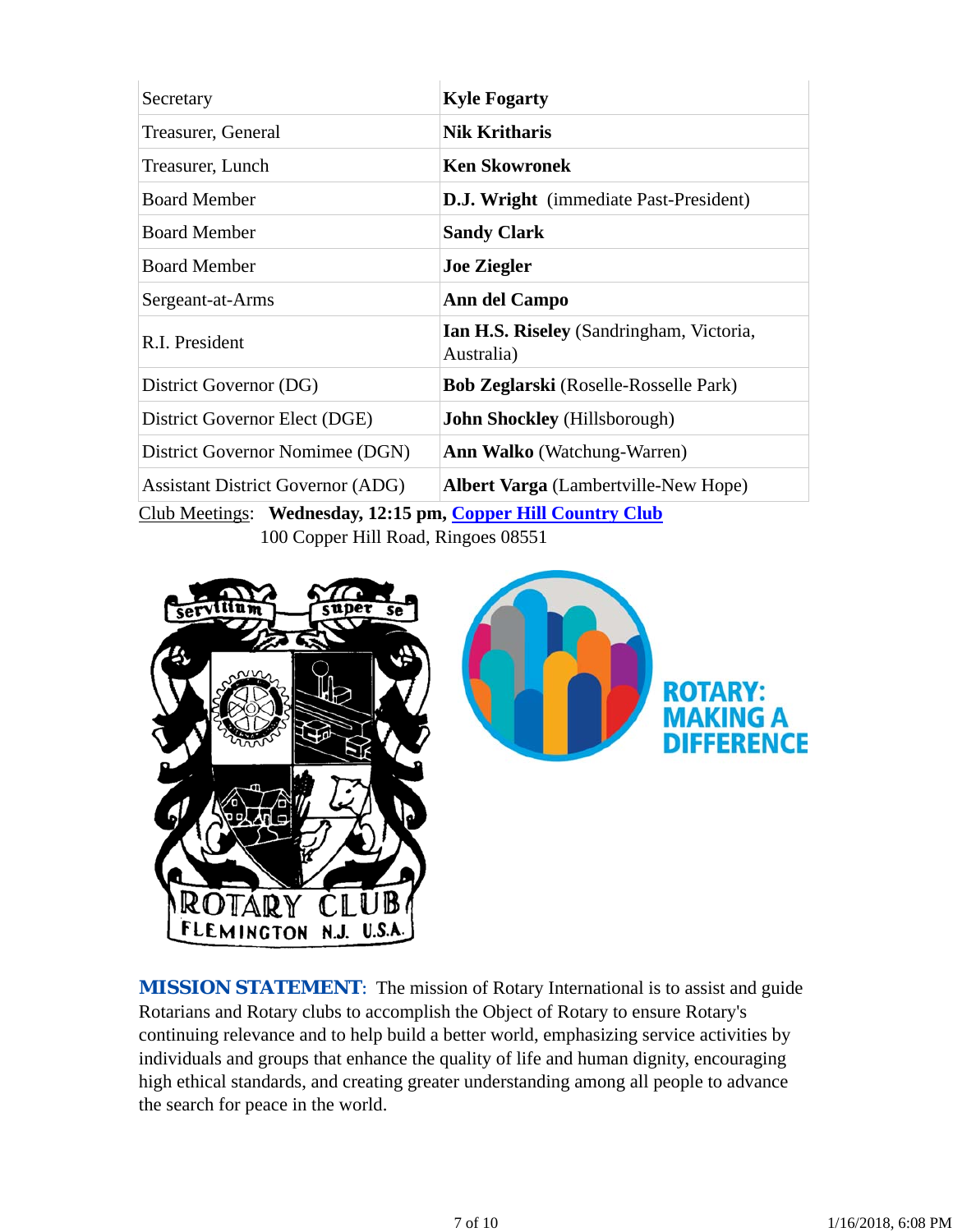| | |
|---|---|
| Secretary | **Kyle Fogarty** |
| Treasurer, General | **Nik Kritharis** |
| Treasurer, Lunch | **Ken Skowronek** |
| Board Member | **D.J. Wright** (immediate Past-President) |
| Board Member | **Sandy Clark** |
| Board Member | **Joe Ziegler** |
| Sergeant-at-Arms | **Ann del Campo** |
| R.I. President | **Ian H.S. Riseley** (Sandringham, Victoria, Australia) |
| District Governor (DG) | **Bob Zeglarski** (Roselle-Rosselle Park) |
| District Governor Elect (DGE) | **John Shockley** (Hillsborough) |
| District Governor Nominee (DGN) | **Ann Walko** (Watchung-Warren) |
| Assistant District Governor (ADG) | **Albert Varga** (Lambertville-New Hope) |

Club Meetings: **Wednesday, 12:15 pm, Copper Hill Country Club**
100 Copper Hill Road, Ringoes 08551

**MISSION STATEMENT**: The mission of Rotary International is to assist and guide Rotarians and Rotary clubs to accomplish the Object of Rotary to ensure Rotary's continuing relevance and to help build a better world, emphasizing service activities by individuals and groups that enhance the quality of life and human dignity, encouraging high ethical standards, and creating greater understanding among all people to advance the search for peace in the world.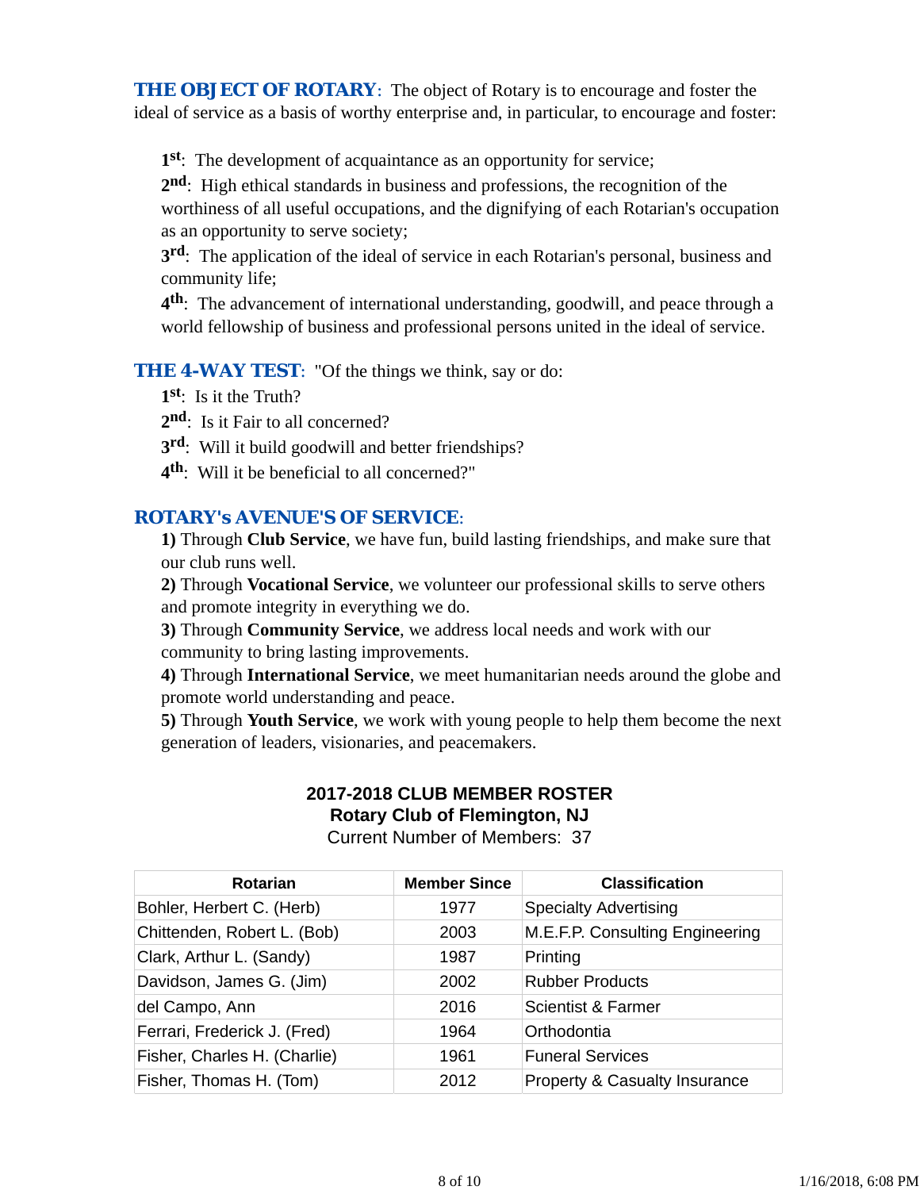**THE OBJECT OF ROTARY**: The object of Rotary is to encourage and foster the ideal of service as a basis of worthy enterprise and, in particular, to encourage and foster:

**1st**: The development of acquaintance as an opportunity for service;
**2nd**: High ethical standards in business and professions, the recognition of the worthiness of all useful occupations, and the dignifying of each Rotarian's occupation as an opportunity to serve society;
**3rd**: The application of the ideal of service in each Rotarian's personal, business and community life;
**4th**: The advancement of international understanding, goodwill, and peace through a world fellowship of business and professional persons united in the ideal of service.

**THE 4-WAY TEST**: "Of the things we think, say or do:
**1st**: Is it the Truth?
**2nd**: Is it Fair to all concerned?
**3rd**: Will it build goodwill and better friendships?
**4th**: Will it be beneficial to all concerned?"

**ROTARY's AVENUE'S OF SERVICE**:
**1)** Through **Club Service**, we have fun, build lasting friendships, and make sure that our club runs well.
**2)** Through **Vocational Service**, we volunteer our professional skills to serve others and promote integrity in everything we do.
**3)** Through **Community Service**, we address local needs and work with our community to bring lasting improvements.
**4)** Through **International Service**, we meet humanitarian needs around the globe and promote world understanding and peace.
**5)** Through **Youth Service**, we work with young people to help them become the next generation of leaders, visionaries, and peacemakers.

**2017-2018 CLUB MEMBER ROSTER**
**Rotary Club of Flemington, NJ**
Current Number of Members: 37

| Rotarian | Member Since | Classification |
|---|---|---|
| Bohler, Herbert C. (Herb) | 1977 | Specialty Advertising |
| Chittenden, Robert L. (Bob) | 2003 | M.E.F.P. Consulting Engineering |
| Clark, Arthur L. (Sandy) | 1987 | Printing |
| Davidson, James G. (Jim) | 2002 | Rubber Products |
| del Campo, Ann | 2016 | Scientist & Farmer |
| Ferrari, Frederick J. (Fred) | 1964 | Orthodontia |
| Fisher, Charles H. (Charlie) | 1961 | Funeral Services |
| Fisher, Thomas H. (Tom) | 2012 | Property & Casualty Insurance |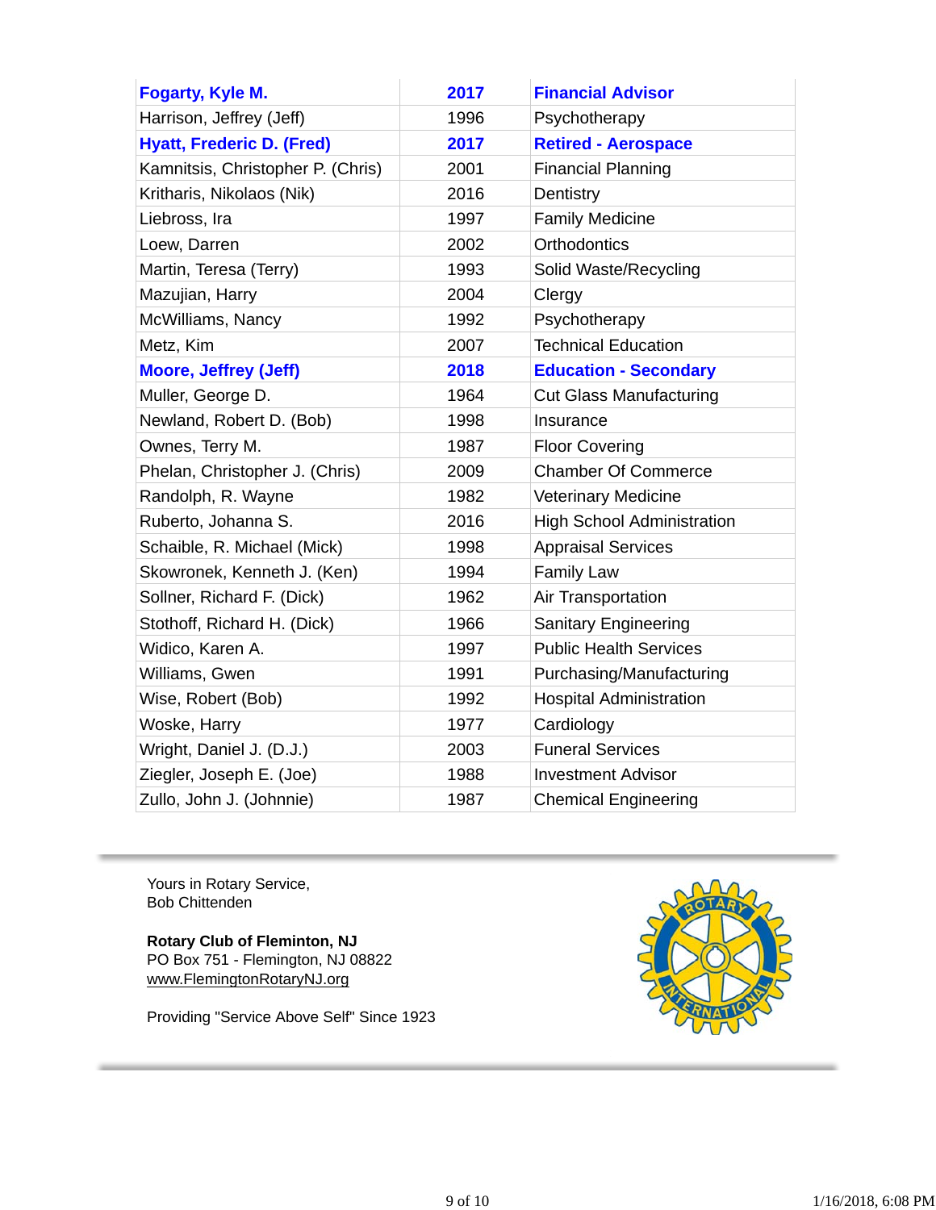| | | |
|---|---|---|
| **Fogarty, Kyle M.** | **2017** | **Financial Advisor** |
| Harrison, Jeffrey (Jeff) | 1996 | Psychotherapy |
| **Hyatt, Frederic D. (Fred)** | **2017** | **Retired - Aerospace** |
| Kamnitsis, Christopher P. (Chris) | 2001 | Financial Planning |
| Kritharis, Nikolaos (Nik) | 2016 | Dentistry |
| Liebross, Ira | 1997 | Family Medicine |
| Loew, Darren | 2002 | Orthodontics |
| Martin, Teresa (Terry) | 1993 | Solid Waste/Recycling |
| Mazujian, Harry | 2004 | Clergy |
| McWilliams, Nancy | 1992 | Psychotherapy |
| Metz, Kim | 2007 | Technical Education |
| **Moore, Jeffrey (Jeff)** | **2018** | **Education - Secondary** |
| Muller, George D. | 1964 | Cut Glass Manufacturing |
| Newland, Robert D. (Bob) | 1998 | Insurance |
| Ownes, Terry M. | 1987 | Floor Covering |
| Phelan, Christopher J. (Chris) | 2009 | Chamber Of Commerce |
| Randolph, R. Wayne | 1982 | Veterinary Medicine |
| Ruberto, Johanna S. | 2016 | High School Administration |
| Schaible, R. Michael (Mick) | 1998 | Appraisal Services |
| Skowronek, Kenneth J. (Ken) | 1994 | Family Law |
| Sollner, Richard F. (Dick) | 1962 | Air Transportation |
| Stothoff, Richard H. (Dick) | 1966 | Sanitary Engineering |
| Widico, Karen A. | 1997 | Public Health Services |
| Williams, Gwen | 1991 | Purchasing/Manufacturing |
| Wise, Robert (Bob) | 1992 | Hospital Administration |
| Woske, Harry | 1977 | Cardiology |
| Wright, Daniel J. (D.J.) | 2003 | Funeral Services |
| Ziegler, Joseph E. (Joe) | 1988 | Investment Advisor |
| Zullo, John J. (Johnnie) | 1987 | Chemical Engineering |

---

Yours in Rotary Service,
Bob Chittenden

**Rotary Club of Fleminton, NJ**
PO Box 751 - Flemington, NJ 08822
www.FlemingtonRotaryNJ.org

Providing "Service Above Self" Since 1923

---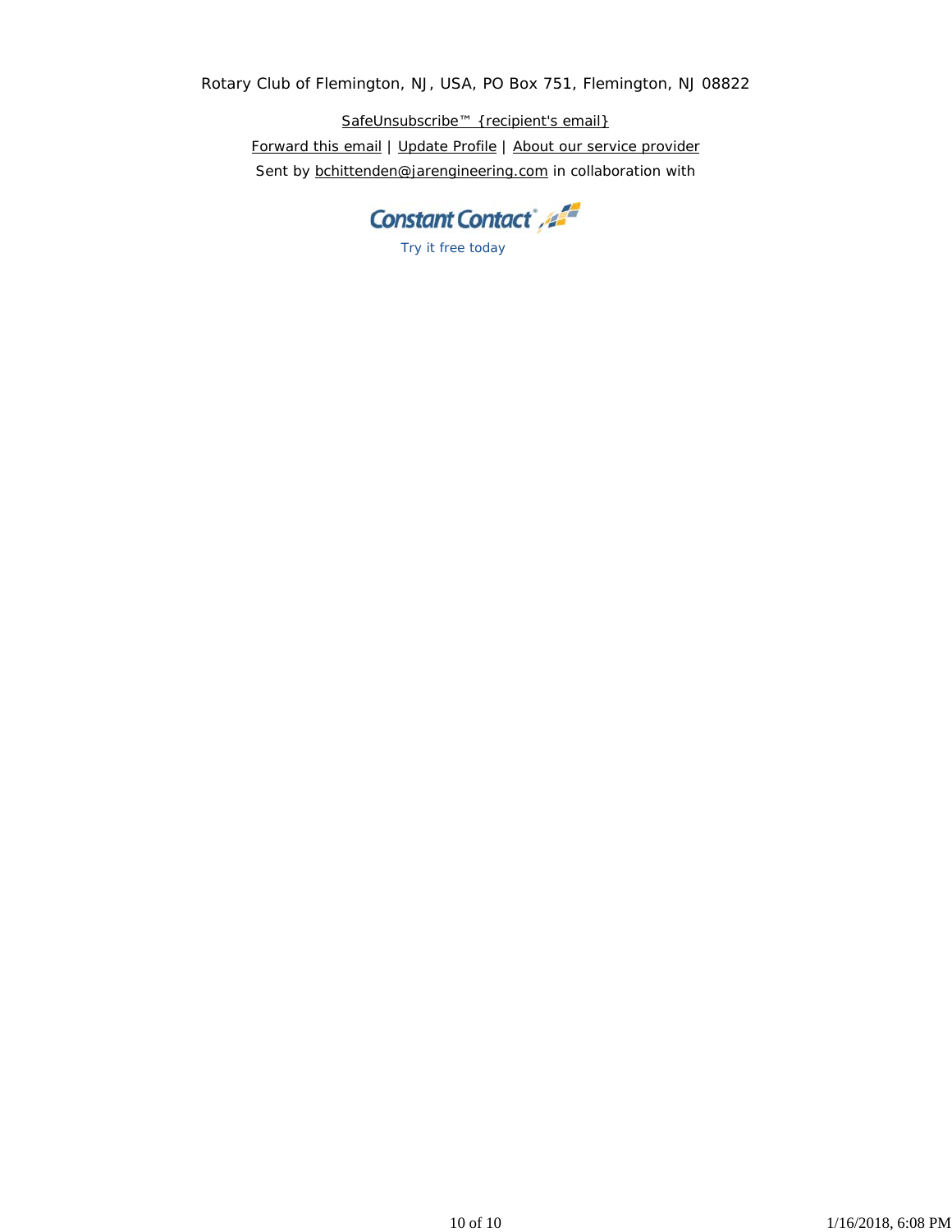Rotary Club of Flemington, NJ, USA, PO Box 751, Flemington, NJ 08822

SafeUnsubscribe™ {recipient's email}

Forward this email | Update Profile | About our service provider

Sent by bchittenden@jarengineering.com in collaboration with

Constant Contact

Try it free today